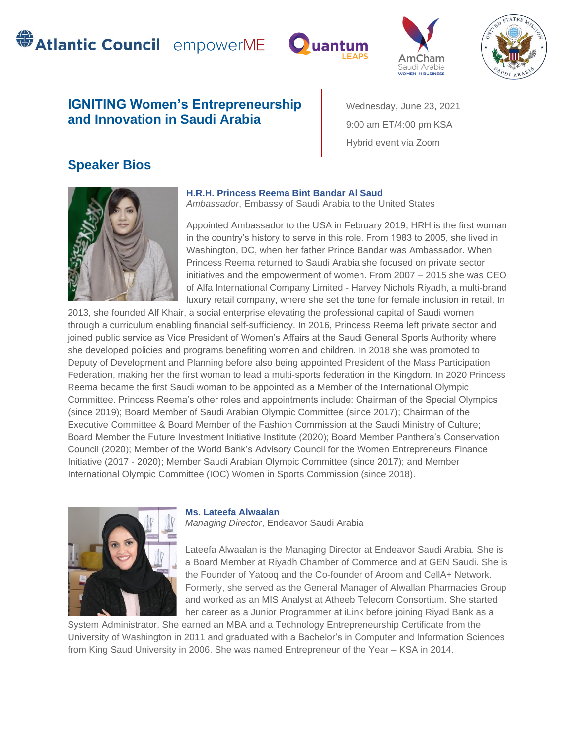# IGNITING Women's Entrepreneurship and Innovation in Saudi Arabia

Wednesday, June 23, 2021

9:00 am ET/4:00 pm KSA

Hybrid event via Zoom

## Speaker Bios

**H.R.H. Princess Reema Bint Bandar Al Saud**
*Ambassador*, Embassy of Saudi Arabia to the United States

Appointed Ambassador to the USA in February 2019, HRH is the first woman in the country's history to serve in this role. From 1983 to 2005, she lived in Washington, DC, when her father Prince Bandar was Ambassador. When Princess Reema returned to Saudi Arabia she focused on private sector initiatives and the empowerment of women. From 2007 – 2015 she was CEO of Alfa International Company Limited - Harvey Nichols Riyadh, a multi-brand luxury retail company, where she set the tone for female inclusion in retail. In 2013, she founded Alf Khair, a social enterprise elevating the professional capital of Saudi women through a curriculum enabling financial self-sufficiency. In 2016, Princess Reema left private sector and joined public service as Vice President of Women's Affairs at the Saudi General Sports Authority where she developed policies and programs benefiting women and children. In 2018 she was promoted to Deputy of Development and Planning before also being appointed President of the Mass Participation Federation, making her the first woman to lead a multi-sports federation in the Kingdom. In 2020 Princess Reema became the first Saudi woman to be appointed as a Member of the International Olympic Committee. Princess Reema's other roles and appointments include: Chairman of the Special Olympics (since 2019); Board Member of Saudi Arabian Olympic Committee (since 2017); Chairman of the Executive Committee & Board Member of the Fashion Commission at the Saudi Ministry of Culture; Board Member the Future Investment Initiative Institute (2020); Board Member Panthera's Conservation Council (2020); Member of the World Bank's Advisory Council for the Women Entrepreneurs Finance Initiative (2017 - 2020); Member Saudi Arabian Olympic Committee (since 2017); and Member International Olympic Committee (IOC) Women in Sports Commission (since 2018).

**Ms. Lateefa Alwaalan**
*Managing Director*, Endeavor Saudi Arabia

Lateefa Alwaalan is the Managing Director at Endeavor Saudi Arabia. She is a Board Member at Riyadh Chamber of Commerce and at GEN Saudi. She is the Founder of Yatooq and the Co-founder of Aroom and CellA+ Network. Formerly, she served as the General Manager of Alwallan Pharmacies Group and worked as an MIS Analyst at Atheeb Telecom Consortium. She started her career as a Junior Programmer at iLink before joining Riyad Bank as a System Administrator. She earned an MBA and a Technology Entrepreneurship Certificate from the University of Washington in 2011 and graduated with a Bachelor's in Computer and Information Sciences from King Saud University in 2006. She was named Entrepreneur of the Year – KSA in 2014.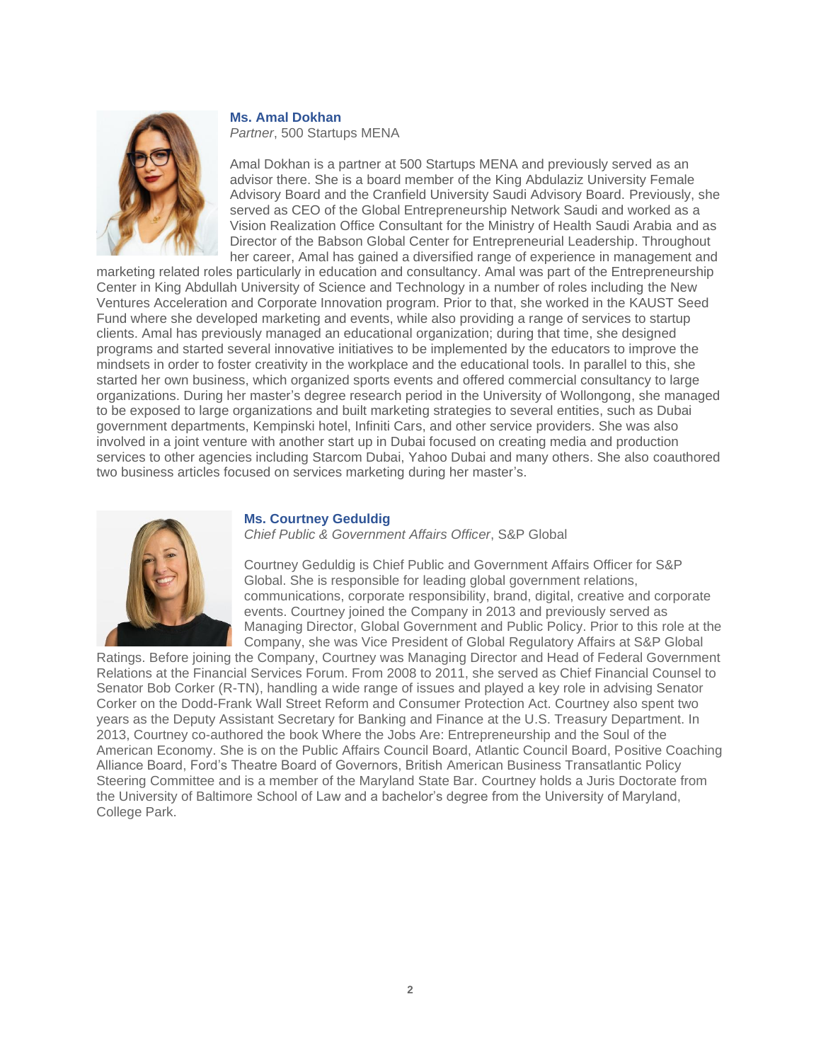**Ms. Amal Dokhan**
*Partner*, 500 Startups MENA

Amal Dokhan is a partner at 500 Startups MENA and previously served as an advisor there. She is a board member of the King Abdulaziz University Female Advisory Board and the Cranfield University Saudi Advisory Board. Previously, she served as CEO of the Global Entrepreneurship Network Saudi and worked as a Vision Realization Office Consultant for the Ministry of Health Saudi Arabia and as Director of the Babson Global Center for Entrepreneurial Leadership. Throughout her career, Amal has gained a diversified range of experience in management and marketing related roles particularly in education and consultancy. Amal was part of the Entrepreneurship Center in King Abdullah University of Science and Technology in a number of roles including the New Ventures Acceleration and Corporate Innovation program. Prior to that, she worked in the KAUST Seed Fund where she developed marketing and events, while also providing a range of services to startup clients. Amal has previously managed an educational organization; during that time, she designed programs and started several innovative initiatives to be implemented by the educators to improve the mindsets in order to foster creativity in the workplace and the educational tools. In parallel to this, she started her own business, which organized sports events and offered commercial consultancy to large organizations. During her master's degree research period in the University of Wollongong, she managed to be exposed to large organizations and built marketing strategies to several entities, such as Dubai government departments, Kempinski hotel, Infiniti Cars, and other service providers. She was also involved in a joint venture with another start up in Dubai focused on creating media and production services to other agencies including Starcom Dubai, Yahoo Dubai and many others. She also coauthored two business articles focused on services marketing during her master's.

**Ms. Courtney Geduldig**
*Chief Public & Government Affairs Officer*, S&P Global

Courtney Geduldig is Chief Public and Government Affairs Officer for S&P Global. She is responsible for leading global government relations, communications, corporate responsibility, brand, digital, creative and corporate events. Courtney joined the Company in 2013 and previously served as Managing Director, Global Government and Public Policy. Prior to this role at the Company, she was Vice President of Global Regulatory Affairs at S&P Global Ratings. Before joining the Company, Courtney was Managing Director and Head of Federal Government Relations at the Financial Services Forum. From 2008 to 2011, she served as Chief Financial Counsel to Senator Bob Corker (R-TN), handling a wide range of issues and played a key role in advising Senator Corker on the Dodd-Frank Wall Street Reform and Consumer Protection Act. Courtney also spent two years as the Deputy Assistant Secretary for Banking and Finance at the U.S. Treasury Department. In 2013, Courtney co-authored the book Where the Jobs Are: Entrepreneurship and the Soul of the American Economy. She is on the Public Affairs Council Board, Atlantic Council Board, Positive Coaching Alliance Board, Ford's Theatre Board of Governors, British American Business Transatlantic Policy Steering Committee and is a member of the Maryland State Bar. Courtney holds a Juris Doctorate from the University of Baltimore School of Law and a bachelor's degree from the University of Maryland, College Park.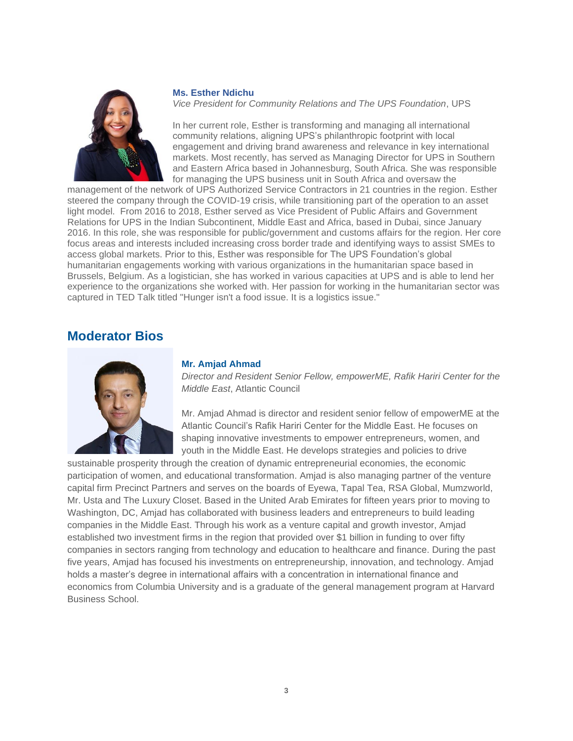**Ms. Esther Ndichu**

*Vice President for Community Relations and The UPS Foundation*, UPS

In her current role, Esther is transforming and managing all international community relations, aligning UPS's philanthropic footprint with local engagement and driving brand awareness and relevance in key international markets. Most recently, has served as Managing Director for UPS in Southern and Eastern Africa based in Johannesburg, South Africa. She was responsible for managing the UPS business unit in South Africa and oversaw the management of the network of UPS Authorized Service Contractors in 21 countries in the region. Esther steered the company through the COVID-19 crisis, while transitioning part of the operation to an asset light model. From 2016 to 2018, Esther served as Vice President of Public Affairs and Government Relations for UPS in the Indian Subcontinent, Middle East and Africa, based in Dubai, since January 2016. In this role, she was responsible for public/government and customs affairs for the region. Her core focus areas and interests included increasing cross border trade and identifying ways to assist SMEs to access global markets. Prior to this, Esther was responsible for The UPS Foundation's global humanitarian engagements working with various organizations in the humanitarian space based in Brussels, Belgium. As a logistician, she has worked in various capacities at UPS and is able to lend her experience to the organizations she worked with. Her passion for working in the humanitarian sector was captured in TED Talk titled "Hunger isn't a food issue. It is a logistics issue."

## Moderator Bios

**Mr. Amjad Ahmad**

*Director and Resident Senior Fellow, empowerME, Rafik Hariri Center for the Middle East*, Atlantic Council

Mr. Amjad Ahmad is director and resident senior fellow of empowerME at the Atlantic Council's Rafik Hariri Center for the Middle East. He focuses on shaping innovative investments to empower entrepreneurs, women, and youth in the Middle East. He develops strategies and policies to drive sustainable prosperity through the creation of dynamic entrepreneurial economies, the economic participation of women, and educational transformation. Amjad is also managing partner of the venture capital firm Precinct Partners and serves on the boards of Eyewa, Tapal Tea, RSA Global, Mumzworld, Mr. Usta and The Luxury Closet. Based in the United Arab Emirates for fifteen years prior to moving to Washington, DC, Amjad has collaborated with business leaders and entrepreneurs to build leading companies in the Middle East. Through his work as a venture capital and growth investor, Amjad established two investment firms in the region that provided over $1 billion in funding to over fifty companies in sectors ranging from technology and education to healthcare and finance. During the past five years, Amjad has focused his investments on entrepreneurship, innovation, and technology. Amjad holds a master's degree in international affairs with a concentration in international finance and economics from Columbia University and is a graduate of the general management program at Harvard Business School.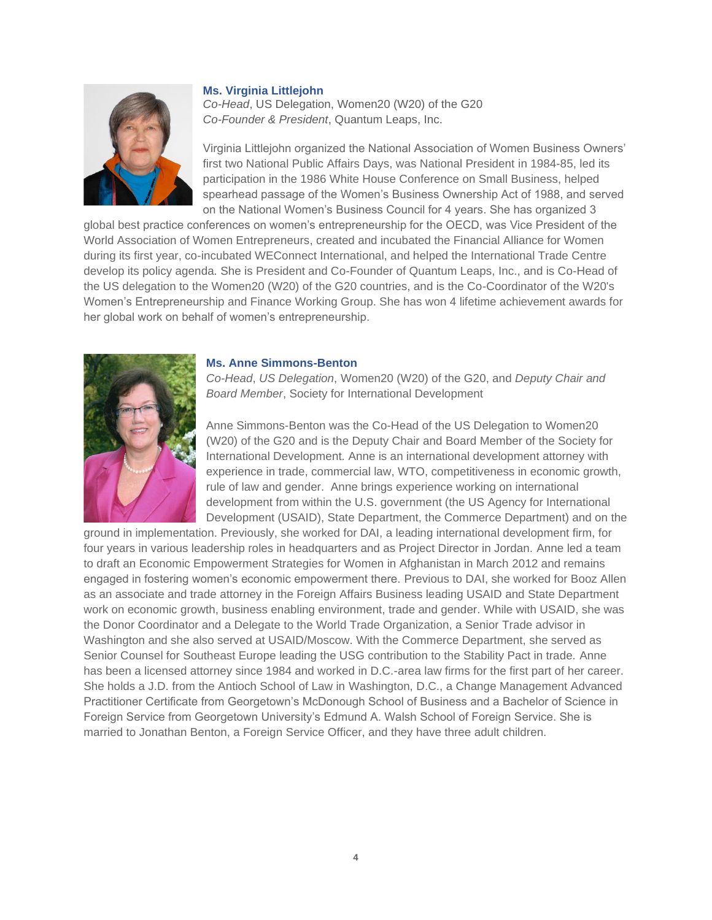### Ms. Virginia Littlejohn

*Co-Head*, US Delegation, Women20 (W20) of the G20
*Co-Founder & President*, Quantum Leaps, Inc.

Virginia Littlejohn organized the National Association of Women Business Owners' first two National Public Affairs Days, was National President in 1984-85, led its participation in the 1986 White House Conference on Small Business, helped spearhead passage of the Women's Business Ownership Act of 1988, and served on the National Women's Business Council for 4 years. She has organized 3 global best practice conferences on women's entrepreneurship for the OECD, was Vice President of the World Association of Women Entrepreneurs, created and incubated the Financial Alliance for Women during its first year, co-incubated WEConnect International, and helped the International Trade Centre develop its policy agenda. She is President and Co-Founder of Quantum Leaps, Inc., and is Co-Head of the US delegation to the Women20 (W20) of the G20 countries, and is the Co-Coordinator of the W20's Women's Entrepreneurship and Finance Working Group. She has won 4 lifetime achievement awards for her global work on behalf of women's entrepreneurship.

### Ms. Anne Simmons-Benton

*Co-Head*, *US Delegation*, Women20 (W20) of the G20, and *Deputy Chair and Board Member*, Society for International Development

Anne Simmons-Benton was the Co-Head of the US Delegation to Women20 (W20) of the G20 and is the Deputy Chair and Board Member of the Society for International Development. Anne is an international development attorney with experience in trade, commercial law, WTO, competitiveness in economic growth, rule of law and gender. Anne brings experience working on international development from within the U.S. government (the US Agency for International Development (USAID), State Department, the Commerce Department) and on the ground in implementation. Previously, she worked for DAI, a leading international development firm, for four years in various leadership roles in headquarters and as Project Director in Jordan. Anne led a team to draft an Economic Empowerment Strategies for Women in Afghanistan in March 2012 and remains engaged in fostering women's economic empowerment there. Previous to DAI, she worked for Booz Allen as an associate and trade attorney in the Foreign Affairs Business leading USAID and State Department work on economic growth, business enabling environment, trade and gender. While with USAID, she was the Donor Coordinator and a Delegate to the World Trade Organization, a Senior Trade advisor in Washington and she also served at USAID/Moscow. With the Commerce Department, she served as Senior Counsel for Southeast Europe leading the USG contribution to the Stability Pact in trade. Anne has been a licensed attorney since 1984 and worked in D.C.-area law firms for the first part of her career. She holds a J.D. from the Antioch School of Law in Washington, D.C., a Change Management Advanced Practitioner Certificate from Georgetown's McDonough School of Business and a Bachelor of Science in Foreign Service from Georgetown University's Edmund A. Walsh School of Foreign Service. She is married to Jonathan Benton, a Foreign Service Officer, and they have three adult children.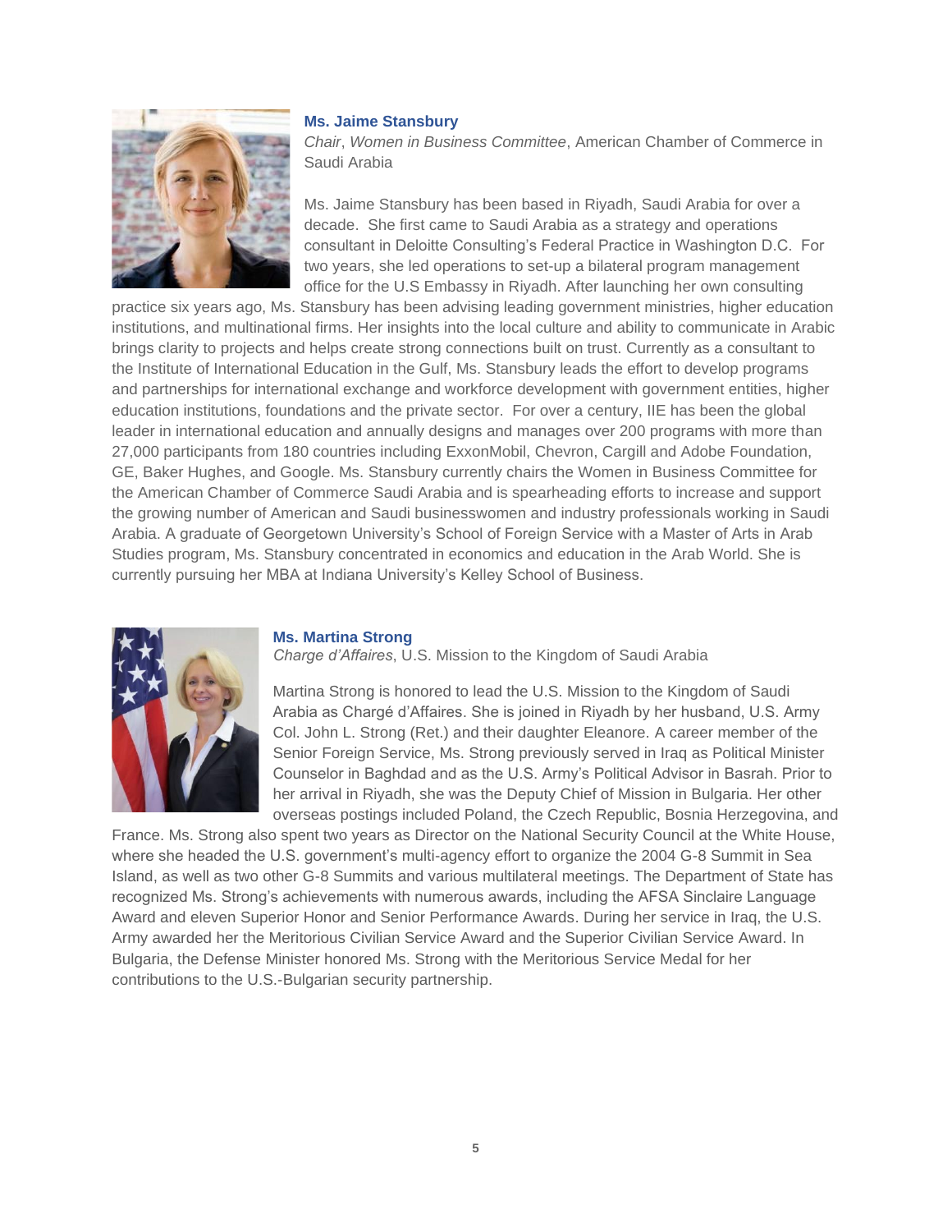**Ms. Jaime Stansbury**

*Chair*, *Women in Business Committee*, American Chamber of Commerce in Saudi Arabia

Ms. Jaime Stansbury has been based in Riyadh, Saudi Arabia for over a decade. She first came to Saudi Arabia as a strategy and operations consultant in Deloitte Consulting's Federal Practice in Washington D.C. For two years, she led operations to set-up a bilateral program management office for the U.S Embassy in Riyadh. After launching her own consulting practice six years ago, Ms. Stansbury has been advising leading government ministries, higher education institutions, and multinational firms. Her insights into the local culture and ability to communicate in Arabic brings clarity to projects and helps create strong connections built on trust. Currently as a consultant to the Institute of International Education in the Gulf, Ms. Stansbury leads the effort to develop programs and partnerships for international exchange and workforce development with government entities, higher education institutions, foundations and the private sector. For over a century, IIE has been the global leader in international education and annually designs and manages over 200 programs with more than 27,000 participants from 180 countries including ExxonMobil, Chevron, Cargill and Adobe Foundation, GE, Baker Hughes, and Google. Ms. Stansbury currently chairs the Women in Business Committee for the American Chamber of Commerce Saudi Arabia and is spearheading efforts to increase and support the growing number of American and Saudi businesswomen and industry professionals working in Saudi Arabia. A graduate of Georgetown University's School of Foreign Service with a Master of Arts in Arab Studies program, Ms. Stansbury concentrated in economics and education in the Arab World. She is currently pursuing her MBA at Indiana University's Kelley School of Business.

**Ms. Martina Strong**

*Charge d'Affaires*, U.S. Mission to the Kingdom of Saudi Arabia

Martina Strong is honored to lead the U.S. Mission to the Kingdom of Saudi Arabia as Chargé d'Affaires. She is joined in Riyadh by her husband, U.S. Army Col. John L. Strong (Ret.) and their daughter Eleanore. A career member of the Senior Foreign Service, Ms. Strong previously served in Iraq as Political Minister Counselor in Baghdad and as the U.S. Army's Political Advisor in Basrah. Prior to her arrival in Riyadh, she was the Deputy Chief of Mission in Bulgaria. Her other overseas postings included Poland, the Czech Republic, Bosnia Herzegovina, and France. Ms. Strong also spent two years as Director on the National Security Council at the White House, where she headed the U.S. government's multi-agency effort to organize the 2004 G-8 Summit in Sea Island, as well as two other G-8 Summits and various multilateral meetings. The Department of State has recognized Ms. Strong's achievements with numerous awards, including the AFSA Sinclaire Language Award and eleven Superior Honor and Senior Performance Awards. During her service in Iraq, the U.S. Army awarded her the Meritorious Civilian Service Award and the Superior Civilian Service Award. In Bulgaria, the Defense Minister honored Ms. Strong with the Meritorious Service Medal for her contributions to the U.S.-Bulgarian security partnership.